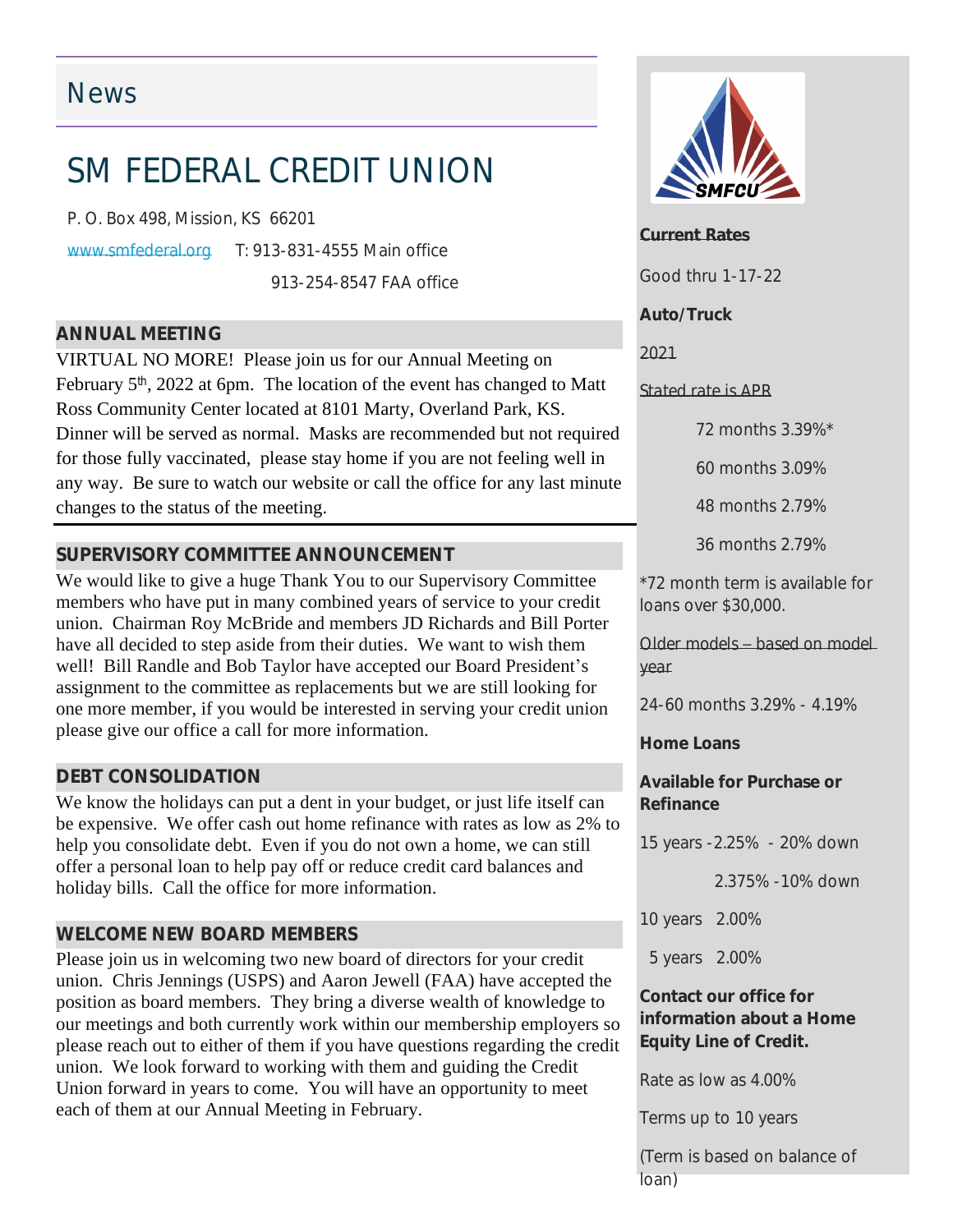# News

# SM FEDERAL CREDIT UNION

P. O. Box 498, Mission, KS 66201

www.smfederal.org T: 913-831-4555 Main office

913-254-8547 FAA office

## ANNUAL MEETING

VIRTUAL NO MORE! Please join us for our Annual Meeting on February 5th, 2022 at 6pm. The location of the event has changed to Matt Ross Community Center located at 8101 Marty, Overland Park, KS. Dinner will be served as normal. Masks are recommended but not required for those fully vaccinated, please stay home if you are not feeling well in any way. Be sure to watch our website or call the office for any last minute changes to the status of the meeting.

## SUPERVISORY COMMITTEE ANNOUNCEMENT

We would like to give a huge Thank You to our Supervisory Committee members who have put in many combined years of service to your credit union. Chairman Roy McBride and members JD Richards and Bill Porter have all decided to step aside from their duties. We want to wish them well! Bill Randle and Bob Taylor have accepted our Board President's assignment to the committee as replacements but we are still looking for one more member, if you would be interested in serving your credit union please give our office a call for more information.

## DEBT CONSOLIDATION

We know the holidays can put a dent in your budget, or just life itself can be expensive. We offer cash out home refinance with rates as low as 2% to help you consolidate debt. Even if you do not own a home, we can still offer a personal loan to help pay off or reduce credit card balances and holiday bills. Call the office for more information.

## WELCOME NEW BOARD MEMBERS

Please join us in welcoming two new board of directors for your credit union. Chris Jennings (USPS) and Aaron Jewell (FAA) have accepted the position as board members. They bring a diverse wealth of knowledge to our meetings and both currently work within our membership employers so please reach out to either of them if you have questions regarding the credit union. We look forward to working with them and guiding the Credit Union forward in years to come. You will have an opportunity to meet each of them at our Annual Meeting in February.

**Current Rates**

Good thru 1-17-22

**Auto/Truck**

2021

Stated rate is APR

72 months 3.39%*

60 months 3.09%

48 months 2.79%

36 months 2.79%

*72 month term is available for loans over $30,000.

Older models – based on model year

24-60 months 3.29% - 4.19%

**Home Loans**

**Available for Purchase or Refinance**

15 years - 2.25% - 20% down

2.375% - 10% down

10 years 2.00%

5 years 2.00%

**Contact our office for information about a Home Equity Line of Credit.**

Rate as low as 4.00%

Terms up to 10 years

(Term is based on balance of loan)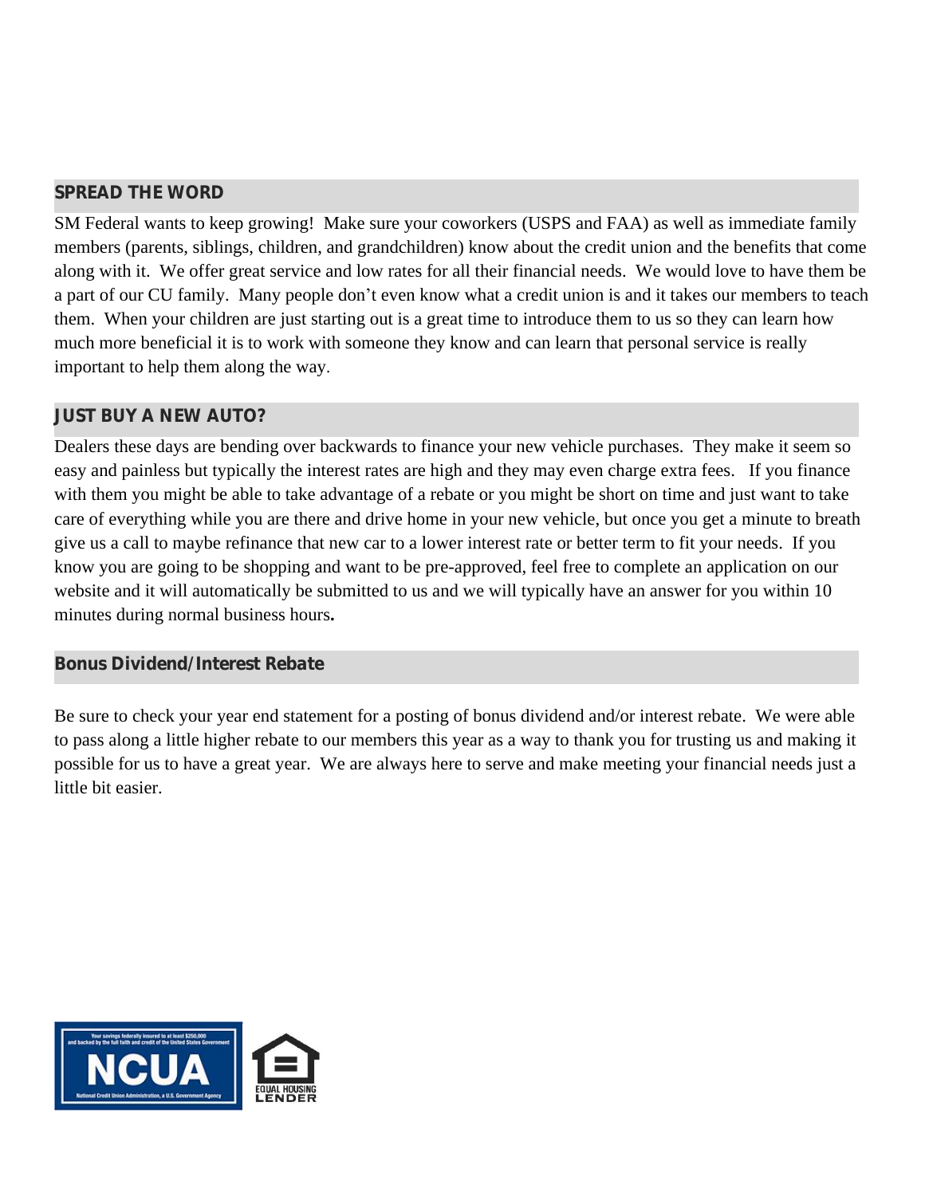## SPREAD THE WORD

SM Federal wants to keep growing! Make sure your coworkers (USPS and FAA) as well as immediate family members (parents, siblings, children, and grandchildren) know about the credit union and the benefits that come along with it. We offer great service and low rates for all their financial needs. We would love to have them be a part of our CU family. Many people don't even know what a credit union is and it takes our members to teach them. When your children are just starting out is a great time to introduce them to us so they can learn how much more beneficial it is to work with someone they know and can learn that personal service is really important to help them along the way.

## JUST BUY A NEW AUTO?

Dealers these days are bending over backwards to finance your new vehicle purchases. They make it seem so easy and painless but typically the interest rates are high and they may even charge extra fees. If you finance with them you might be able to take advantage of a rebate or you might be short on time and just want to take care of everything while you are there and drive home in your new vehicle, but once you get a minute to breath give us a call to maybe refinance that new car to a lower interest rate or better term to fit your needs. If you know you are going to be shopping and want to be pre-approved, feel free to complete an application on our website and it will automatically be submitted to us and we will typically have an answer for you within 10 minutes during normal business hours**.**

## Bonus Dividend/Interest Rebate

Be sure to check your year end statement for a posting of bonus dividend and/or interest rebate. We were able to pass along a little higher rebate to our members this year as a way to thank you for trusting us and making it possible for us to have a great year. We are always here to serve and make meeting your financial needs just a little bit easier.

Your savings federally insured to at least $250,000 and backed by the full faith and credit of the United States Government

NCUA

National Credit Union Administration, a U.S. Government Agency

EQUAL HOUSING LENDER